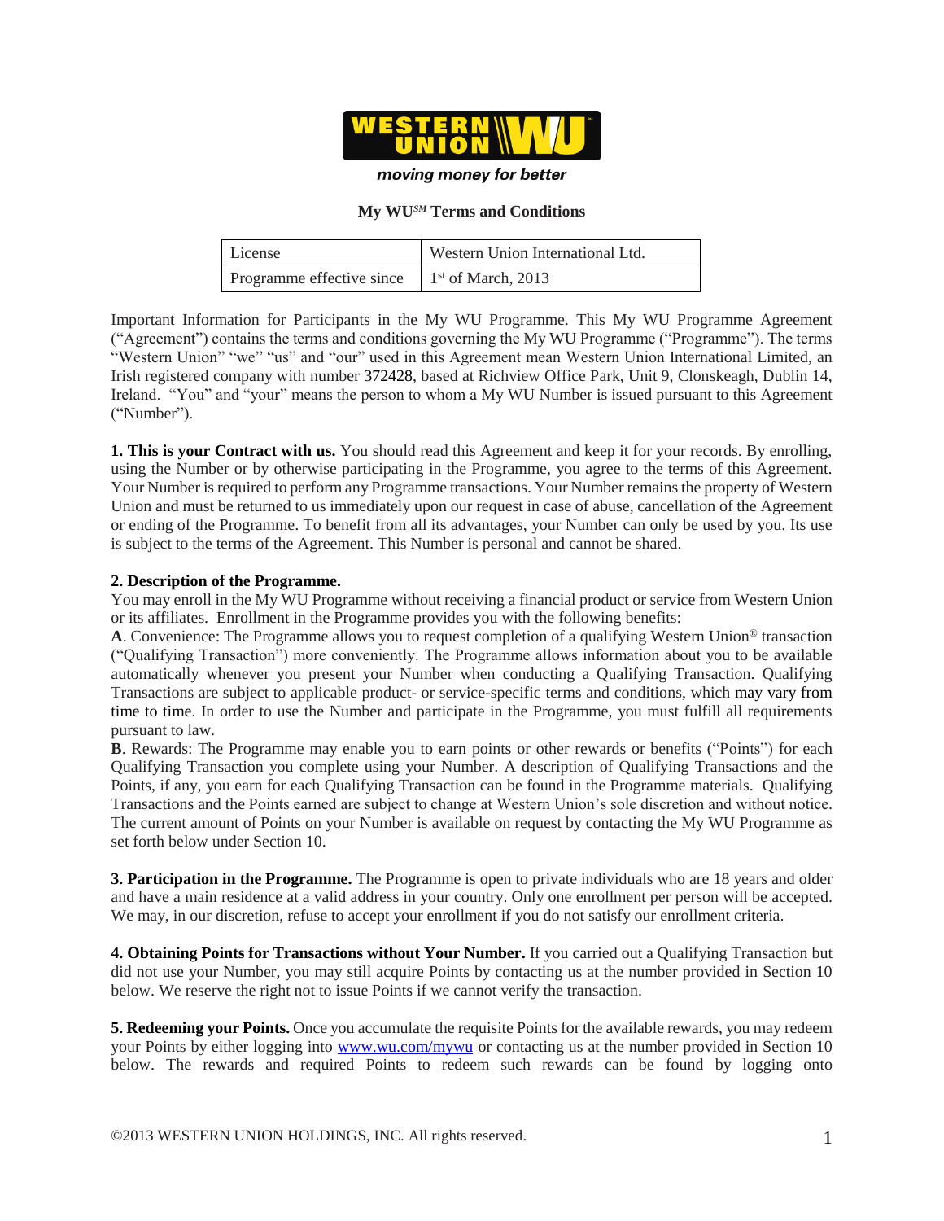moving money for better

# My WU$^{SM}$ Terms and Conditions

| License | Western Union International Ltd. |
|---|---|
| Programme effective since | 1st of March, 2013 |

Important Information for Participants in the My WU Programme. This My WU Programme Agreement ("Agreement") contains the terms and conditions governing the My WU Programme ("Programme"). The terms "Western Union" "we" "us" and "our" used in this Agreement mean Western Union International Limited, an Irish registered company with number 372428, based at Richview Office Park, Unit 9, Clonskeagh, Dublin 14, Ireland. "You" and "your" means the person to whom a My WU Number is issued pursuant to this Agreement ("Number").

**1. This is your Contract with us.** You should read this Agreement and keep it for your records. By enrolling, using the Number or by otherwise participating in the Programme, you agree to the terms of this Agreement. Your Number is required to perform any Programme transactions. Your Number remains the property of Western Union and must be returned to us immediately upon our request in case of abuse, cancellation of the Agreement or ending of the Programme. To benefit from all its advantages, your Number can only be used by you. Its use is subject to the terms of the Agreement. This Number is personal and cannot be shared.

**2. Description of the Programme.**
You may enroll in the My WU Programme without receiving a financial product or service from Western Union or its affiliates. Enrollment in the Programme provides you with the following benefits:
**A**. Convenience: The Programme allows you to request completion of a qualifying Western Union® transaction ("Qualifying Transaction") more conveniently. The Programme allows information about you to be available automatically whenever you present your Number when conducting a Qualifying Transaction. Qualifying Transactions are subject to applicable product- or service-specific terms and conditions, which may vary from time to time. In order to use the Number and participate in the Programme, you must fulfill all requirements pursuant to law.
**B**. Rewards: The Programme may enable you to earn points or other rewards or benefits ("Points") for each Qualifying Transaction you complete using your Number. A description of Qualifying Transactions and the Points, if any, you earn for each Qualifying Transaction can be found in the Programme materials. Qualifying Transactions and the Points earned are subject to change at Western Union's sole discretion and without notice. The current amount of Points on your Number is available on request by contacting the My WU Programme as set forth below under Section 10.

**3. Participation in the Programme.** The Programme is open to private individuals who are 18 years and older and have a main residence at a valid address in your country. Only one enrollment per person will be accepted. We may, in our discretion, refuse to accept your enrollment if you do not satisfy our enrollment criteria.

**4. Obtaining Points for Transactions without Your Number.** If you carried out a Qualifying Transaction but did not use your Number, you may still acquire Points by contacting us at the number provided in Section 10 below. We reserve the right not to issue Points if we cannot verify the transaction.

**5. Redeeming your Points.** Once you accumulate the requisite Points for the available rewards, you may redeem your Points by either logging into [www.wu.com/mywu](www.wu.com/mywu) or contacting us at the number provided in Section 10 below. The rewards and required Points to redeem such rewards can be found by logging onto

©2013 WESTERN UNION HOLDINGS, INC. All rights reserved.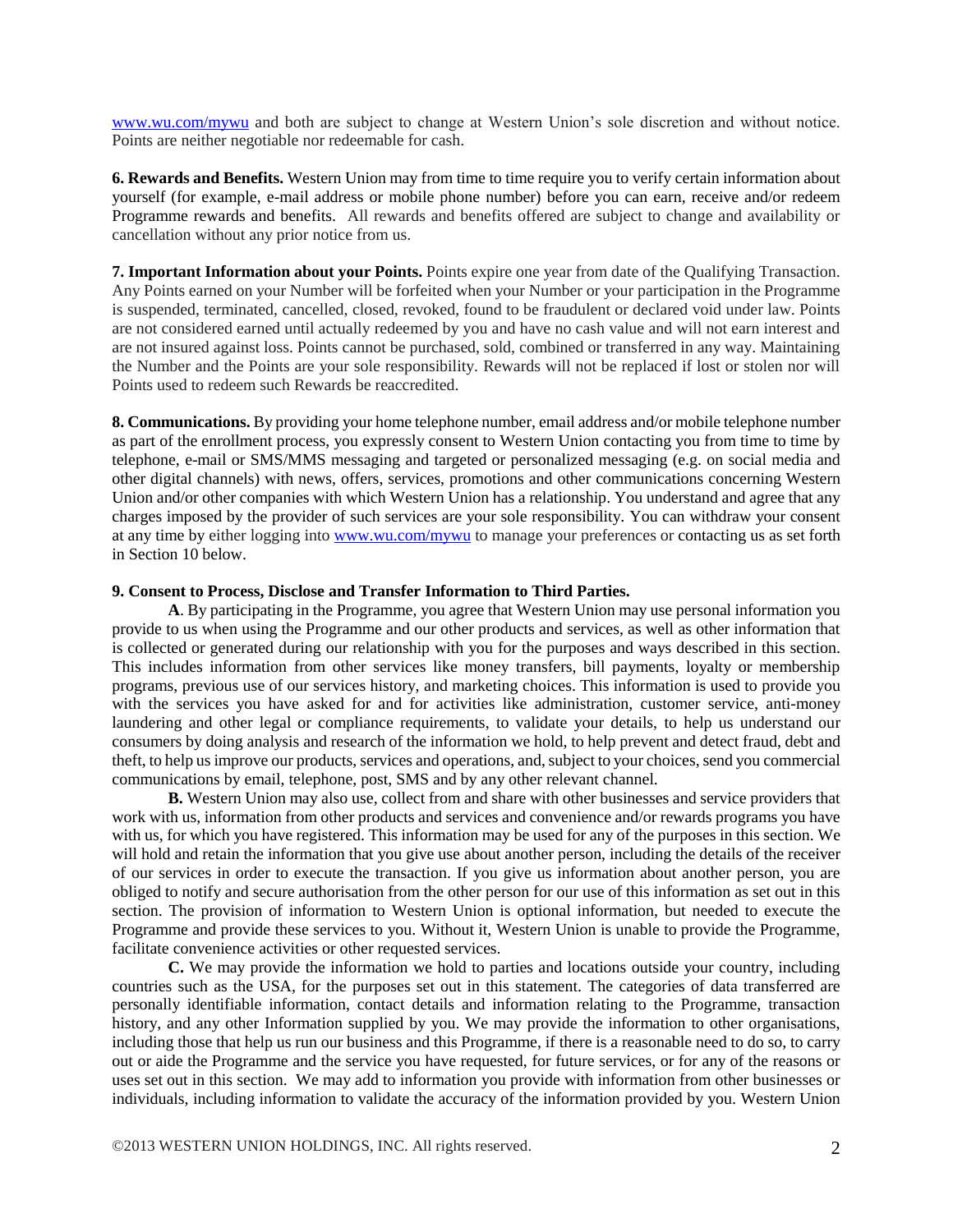www.wu.com/mywu and both are subject to change at Western Union's sole discretion and without notice. Points are neither negotiable nor redeemable for cash.

**6. Rewards and Benefits.** Western Union may from time to time require you to verify certain information about yourself (for example, e-mail address or mobile phone number) before you can earn, receive and/or redeem Programme rewards and benefits. All rewards and benefits offered are subject to change and availability or cancellation without any prior notice from us.

**7. Important Information about your Points.** Points expire one year from date of the Qualifying Transaction. Any Points earned on your Number will be forfeited when your Number or your participation in the Programme is suspended, terminated, cancelled, closed, revoked, found to be fraudulent or declared void under law. Points are not considered earned until actually redeemed by you and have no cash value and will not earn interest and are not insured against loss. Points cannot be purchased, sold, combined or transferred in any way. Maintaining the Number and the Points are your sole responsibility. Rewards will not be replaced if lost or stolen nor will Points used to redeem such Rewards be reaccredited.

**8. Communications.** By providing your home telephone number, email address and/or mobile telephone number as part of the enrollment process, you expressly consent to Western Union contacting you from time to time by telephone, e-mail or SMS/MMS messaging and targeted or personalized messaging (e.g. on social media and other digital channels) with news, offers, services, promotions and other communications concerning Western Union and/or other companies with which Western Union has a relationship. You understand and agree that any charges imposed by the provider of such services are your sole responsibility. You can withdraw your consent at any time by either logging into www.wu.com/mywu to manage your preferences or contacting us as set forth in Section 10 below.

**9. Consent to Process, Disclose and Transfer Information to Third Parties.**

**A**. By participating in the Programme, you agree that Western Union may use personal information you provide to us when using the Programme and our other products and services, as well as other information that is collected or generated during our relationship with you for the purposes and ways described in this section. This includes information from other services like money transfers, bill payments, loyalty or membership programs, previous use of our services history, and marketing choices. This information is used to provide you with the services you have asked for and for activities like administration, customer service, anti-money laundering and other legal or compliance requirements, to validate your details, to help us understand our consumers by doing analysis and research of the information we hold, to help prevent and detect fraud, debt and theft, to help us improve our products, services and operations, and, subject to your choices, send you commercial communications by email, telephone, post, SMS and by any other relevant channel.

**B.** Western Union may also use, collect from and share with other businesses and service providers that work with us, information from other products and services and convenience and/or rewards programs you have with us, for which you have registered. This information may be used for any of the purposes in this section. We will hold and retain the information that you give use about another person, including the details of the receiver of our services in order to execute the transaction. If you give us information about another person, you are obliged to notify and secure authorisation from the other person for our use of this information as set out in this section. The provision of information to Western Union is optional information, but needed to execute the Programme and provide these services to you. Without it, Western Union is unable to provide the Programme, facilitate convenience activities or other requested services.

**C.** We may provide the information we hold to parties and locations outside your country, including countries such as the USA, for the purposes set out in this statement. The categories of data transferred are personally identifiable information, contact details and information relating to the Programme, transaction history, and any other Information supplied by you. We may provide the information to other organisations, including those that help us run our business and this Programme, if there is a reasonable need to do so, to carry out or aide the Programme and the service you have requested, for future services, or for any of the reasons or uses set out in this section. We may add to information you provide with information from other businesses or individuals, including information to validate the accuracy of the information provided by you. Western Union

©2013 WESTERN UNION HOLDINGS, INC. All rights reserved.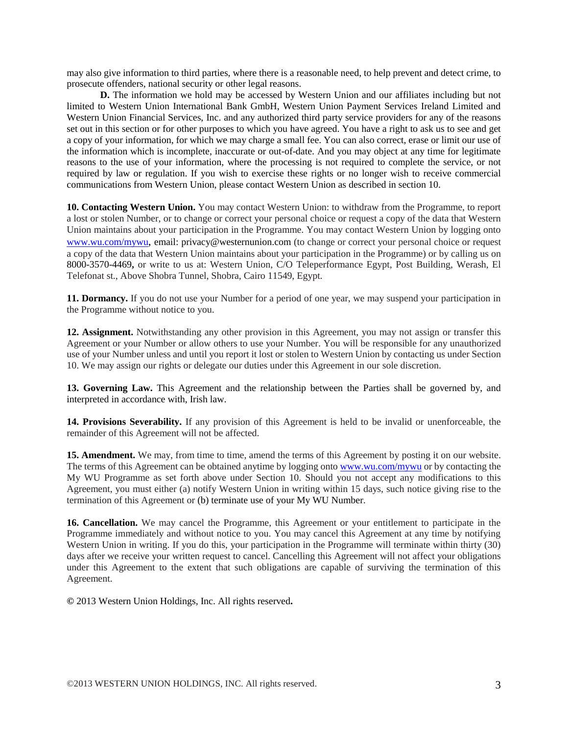may also give information to third parties, where there is a reasonable need, to help prevent and detect crime, to prosecute offenders, national security or other legal reasons.

**D.** The information we hold may be accessed by Western Union and our affiliates including but not limited to Western Union International Bank GmbH, Western Union Payment Services Ireland Limited and Western Union Financial Services, Inc. and any authorized third party service providers for any of the reasons set out in this section or for other purposes to which you have agreed. You have a right to ask us to see and get a copy of your information, for which we may charge a small fee. You can also correct, erase or limit our use of the information which is incomplete, inaccurate or out-of-date. And you may object at any time for legitimate reasons to the use of your information, where the processing is not required to complete the service, or not required by law or regulation. If you wish to exercise these rights or no longer wish to receive commercial communications from Western Union, please contact Western Union as described in section 10.

**10. Contacting Western Union.** You may contact Western Union: to withdraw from the Programme, to report a lost or stolen Number, or to change or correct your personal choice or request a copy of the data that Western Union maintains about your participation in the Programme. You may contact Western Union by logging onto www.wu.com/mywu, email: privacy@westernunion.com (to change or correct your personal choice or request a copy of the data that Western Union maintains about your participation in the Programme) or by calling us on 8000-3570-4469, or write to us at: Western Union, C/O Teleperformance Egypt, Post Building, Werash, El Telefonat st., Above Shobra Tunnel, Shobra, Cairo 11549, Egypt.

**11. Dormancy.** If you do not use your Number for a period of one year, we may suspend your participation in the Programme without notice to you.

**12. Assignment.** Notwithstanding any other provision in this Agreement, you may not assign or transfer this Agreement or your Number or allow others to use your Number. You will be responsible for any unauthorized use of your Number unless and until you report it lost or stolen to Western Union by contacting us under Section 10. We may assign our rights or delegate our duties under this Agreement in our sole discretion.

**13. Governing Law.** This Agreement and the relationship between the Parties shall be governed by, and interpreted in accordance with, Irish law.

**14. Provisions Severability.** If any provision of this Agreement is held to be invalid or unenforceable, the remainder of this Agreement will not be affected.

**15. Amendment.** We may, from time to time, amend the terms of this Agreement by posting it on our website. The terms of this Agreement can be obtained anytime by logging onto www.wu.com/mywu or by contacting the My WU Programme as set forth above under Section 10. Should you not accept any modifications to this Agreement, you must either (a) notify Western Union in writing within 15 days, such notice giving rise to the termination of this Agreement or (b) terminate use of your My WU Number.

**16. Cancellation.** We may cancel the Programme, this Agreement or your entitlement to participate in the Programme immediately and without notice to you. You may cancel this Agreement at any time by notifying Western Union in writing. If you do this, your participation in the Programme will terminate within thirty (30) days after we receive your written request to cancel. Cancelling this Agreement will not affect your obligations under this Agreement to the extent that such obligations are capable of surviving the termination of this Agreement.

**©** 2013 Western Union Holdings, Inc. All rights reserved**.**